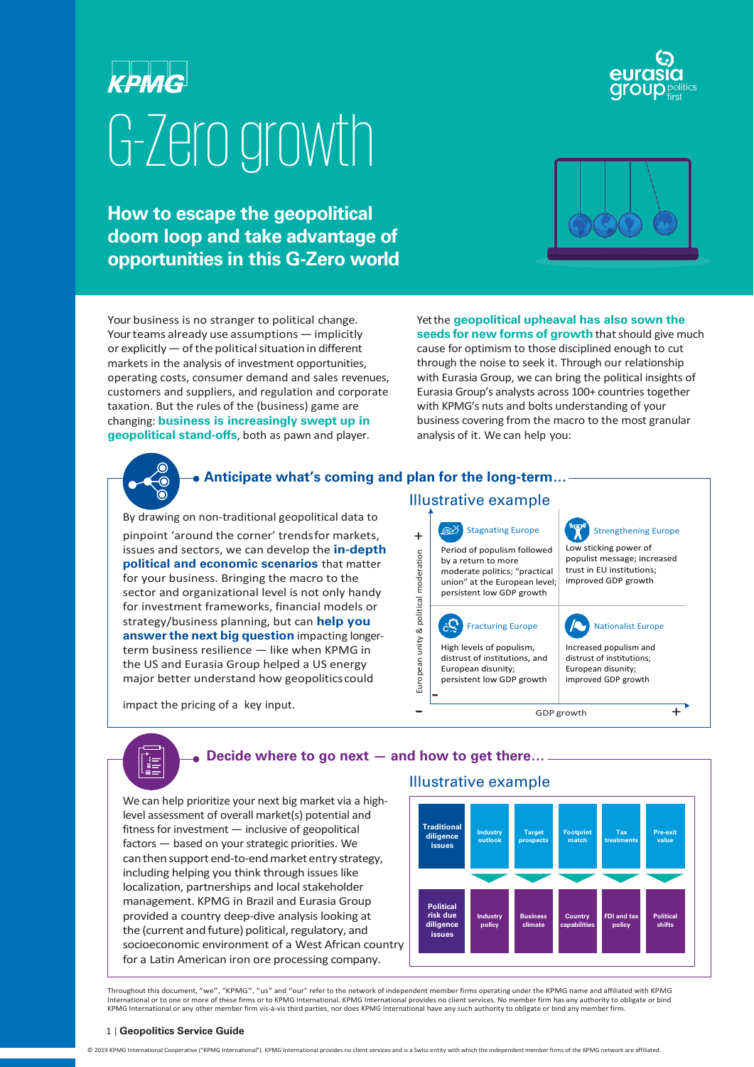KPMG

eurasia group politics first

# G-Zero growth

## How to escape the geopolitical doom loop and take advantage of opportunities in this G-Zero world

Your business is no stranger to political change. Your teams already use assumptions — implicitly or explicitly — of the political situation in different markets in the analysis of investment opportunities, operating costs, consumer demand and sales revenues, customers and suppliers, and regulation and corporate taxation. But the rules of the (business) game are changing: **business is increasingly swept up in geopolitical stand-offs**, both as pawn and player.

Yet the **geopolitical upheaval has also sown the seeds for new forms of growth** that should give much cause for optimism to those disciplined enough to cut through the noise to seek it. Through our relationship with Eurasia Group, we can bring the political insights of Eurasia Group's analysts across 100+ countries together with KPMG's nuts and bolts understanding of your business covering from the macro to the most granular analysis of it. We can help you:

### Anticipate what's coming and plan for the long-term…

By drawing on non-traditional geopolitical data to pinpoint 'around the corner' trends for markets, issues and sectors, we can develop the **in-depth political and economic scenarios** that matter for your business. Bringing the macro to the sector and organizational level is not only handy for investment frameworks, financial models or strategy/business planning, but can **help you answer the next big question** impacting longer-term business resilience — like when KPMG in the US and Eurasia Group helped a US energy major better understand how geopolitics could impact the pricing of a key input.

Illustrative example

Y-axis: European unity & political moderation (– to +); X-axis: GDP growth (– to +)

| | Persistent low GDP growth (–) | Improved GDP growth (+) |
|---|---|---|
| **+ European unity & political moderation** | **Stagnating Europe**: Period of populism followed by a return to more moderate politics; "practical union" at the European level; persistent low GDP growth | **Strengthening Europe**: Low sticking power of populist message; increased trust in EU institutions; improved GDP growth |
| **– European unity & political moderation** | **Fracturing Europe**: High levels of populism, distrust of institutions, and European disunity; persistent low GDP growth | **Nationalist Europe**: Increased populism and distrust of institutions; European disunity; improved GDP growth |

### Decide where to go next — and how to get there…

We can help prioritize your next big market via a high-level assessment of overall market(s) potential and fitness for investment — inclusive of geopolitical factors — based on your strategic priorities. We can then support end-to-end market entry strategy, including helping you think through issues like localization, partnerships and local stakeholder management. KPMG in Brazil and Eurasia Group provided a country deep-dive analysis looking at the (current and future) political, regulatory, and socioeconomic environment of a West African country for a Latin American iron ore processing company.

Illustrative example

| Traditional diligence issues | Industry outlook | Target prospects | Footprint match | Tax treatments | Pre-exit value |
|---|---|---|---|---|---|
| **Political risk due diligence issues** | Industry policy | Business climate | Country capabilities | FDI and tax policy | Political shifts |

Throughout this document, "we", "KPMG", "us" and "our" refer to the network of independent member firms operating under the KPMG name and affiliated with KPMG International or to one or more of these firms or to KPMG International. KPMG International provides no client services. No member firm has any authority to obligate or bind KPMG International or any other member firm vis-à-vis third parties, nor does KPMG International have any such authority to obligate or bind any member firm.

© 2019 KPMG International Cooperative ("KPMG International"). KPMG International provides no client services and is a Swiss entity with which the independent member firms of the KPMG network are affiliated.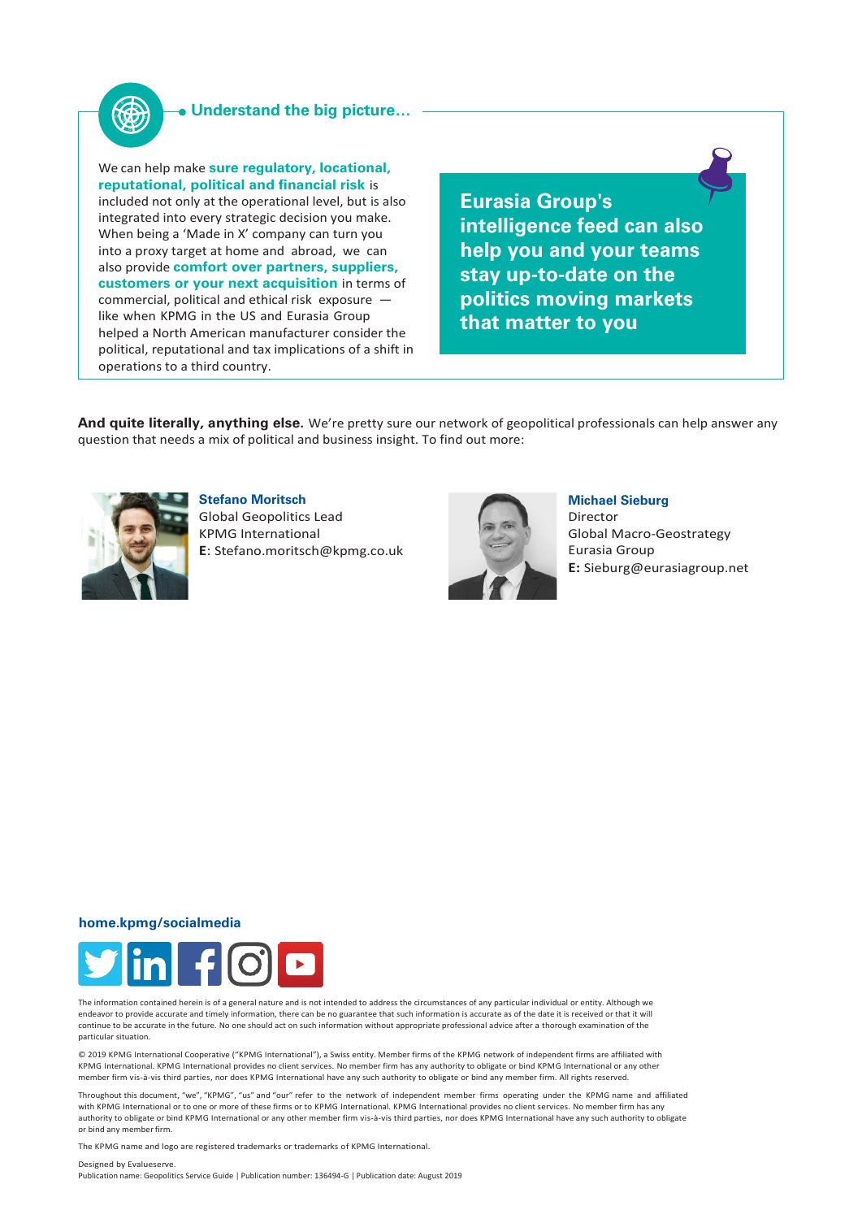## Understand the big picture…

We can help make **sure regulatory, locational, reputational, political and financial risk** is included not only at the operational level, but is also integrated into every strategic decision you make. When being a 'Made in X' company can turn you into a proxy target at home and abroad, we can also provide **comfort over partners, suppliers, customers or your next acquisition** in terms of commercial, political and ethical risk exposure — like when KPMG in the US and Eurasia Group helped a North American manufacturer consider the political, reputational and tax implications of a shift in operations to a third country.

**Eurasia Group's intelligence feed can also help you and your teams stay up-to-date on the politics moving markets that matter to you**

**And quite literally, anything else.** We're pretty sure our network of geopolitical professionals can help answer any question that needs a mix of political and business insight. To find out more:

**Stefano Moritsch**
Global Geopolitics Lead
KPMG International
**E**: Stefano.moritsch@kpmg.co.uk

**Michael Sieburg**
Director
Global Macro-Geostrategy
Eurasia Group
**E:** Sieburg@eurasiagroup.net

**home.kpmg/socialmedia**

The information contained herein is of a general nature and is not intended to address the circumstances of any particular individual or entity. Although we endeavor to provide accurate and timely information, there can be no guarantee that such information is accurate as of the date it is received or that it will continue to be accurate in the future. No one should act on such information without appropriate professional advice after a thorough examination of the particular situation.

© 2019 KPMG International Cooperative ("KPMG International"), a Swiss entity. Member firms of the KPMG network of independent firms are affiliated with KPMG International. KPMG International provides no client services. No member firm has any authority to obligate or bind KPMG International or any other member firm vis-à-vis third parties, nor does KPMG International have any such authority to obligate or bind any member firm. All rights reserved.

Throughout this document, "we", "KPMG", "us" and "our" refer to the network of independent member firms operating under the KPMG name and affiliated with KPMG International or to one or more of these firms or to KPMG International. KPMG International provides no client services. No member firm has any authority to obligate or bind KPMG International or any other member firm vis-à-vis third parties, nor does KPMG International have any such authority to obligate or bind any member firm.

The KPMG name and logo are registered trademarks or trademarks of KPMG International.

Designed by Evalueserve.
Publication name: Geopolitics Service Guide | Publication number: 136494-G | Publication date: August 2019